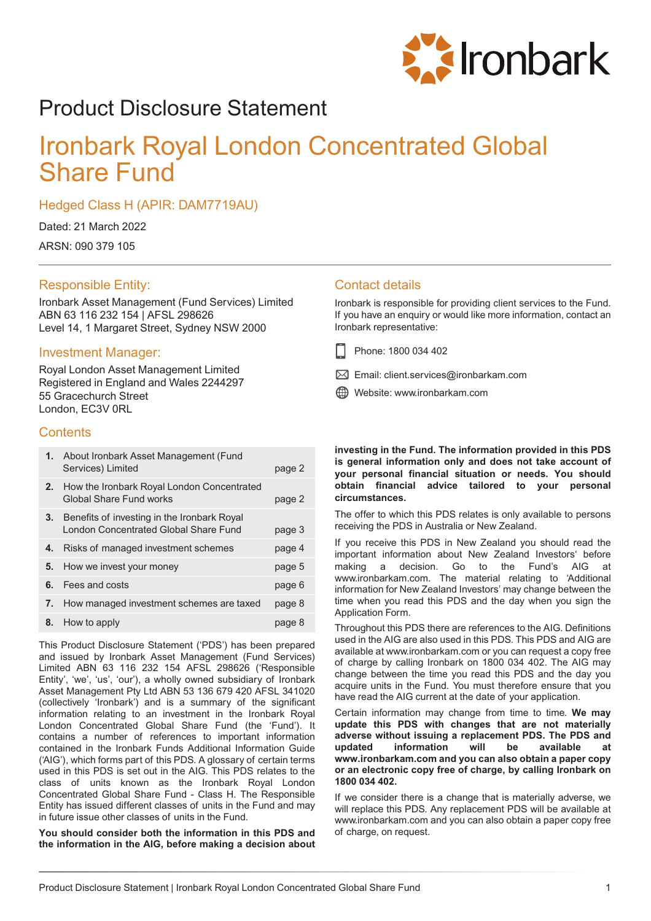# Product Disclosure Statement

# Ironbark Royal London Concentrated Global Share Fund

## Hedged Class H (APIR: DAM7719AU)

Dated: 21 March 2022

ARSN: 090 379 105

### Responsible Entity:

Ironbark Asset Management (Fund Services) Limited
ABN 63 116 232 154 | AFSL 298626
Level 14, 1 Margaret Street, Sydney NSW 2000

### Investment Manager:

Royal London Asset Management Limited
Registered in England and Wales 2244297
55 Gracechurch Street
London, EC3V 0RL

### Contact details

Ironbark is responsible for providing client services to the Fund. If you have an enquiry or would like more information, contact an Ironbark representative:

Phone: 1800 034 402

Email: client.services@ironbarkam.com

Website: www.ironbarkam.com

### Contents

| | | |
|---|---|---|
| **1.** | About Ironbark Asset Management (Fund Services) Limited | page 2 |
| **2.** | How the Ironbark Royal London Concentrated Global Share Fund works | page 2 |
| **3.** | Benefits of investing in the Ironbark Royal London Concentrated Global Share Fund | page 3 |
| **4.** | Risks of managed investment schemes | page 4 |
| **5.** | How we invest your money | page 5 |
| **6.** | Fees and costs | page 6 |
| **7.** | How managed investment schemes are taxed | page 8 |
| **8.** | How to apply | page 8 |

This Product Disclosure Statement ('PDS') has been prepared and issued by Ironbark Asset Management (Fund Services) Limited ABN 63 116 232 154 AFSL 298626 ('Responsible Entity', 'we', 'us', 'our'), a wholly owned subsidiary of Ironbark Asset Management Pty Ltd ABN 53 136 679 420 AFSL 341020 (collectively 'Ironbark') and is a summary of the significant information relating to an investment in the Ironbark Royal London Concentrated Global Share Fund (the 'Fund'). It contains a number of references to important information contained in the Ironbark Funds Additional Information Guide ('AIG'), which forms part of this PDS. A glossary of certain terms used in this PDS is set out in the AIG. This PDS relates to the class of units known as the Ironbark Royal London Concentrated Global Share Fund - Class H. The Responsible Entity has issued different classes of units in the Fund and may in future issue other classes of units in the Fund.

**You should consider both the information in this PDS and the information in the AIG, before making a decision about investing in the Fund. The information provided in this PDS is general information only and does not take account of your personal financial situation or needs. You should obtain financial advice tailored to your personal circumstances.**

The offer to which this PDS relates is only available to persons receiving the PDS in Australia or New Zealand.

If you receive this PDS in New Zealand you should read the important information about New Zealand Investors' before making a decision. Go to the Fund's AIG at www.ironbarkam.com. The material relating to 'Additional information for New Zealand Investors' may change between the time when you read this PDS and the day when you sign the Application Form.

Throughout this PDS there are references to the AIG. Definitions used in the AIG are also used in this PDS. This PDS and AIG are available at www.ironbarkam.com or you can request a copy free of charge by calling Ironbark on 1800 034 402. The AIG may change between the time you read this PDS and the day you acquire units in the Fund. You must therefore ensure that you have read the AIG current at the date of your application.

Certain information may change from time to time. **We may update this PDS with changes that are not materially adverse without issuing a replacement PDS. The PDS and updated information will be available at www.ironbarkam.com and you can also obtain a paper copy or an electronic copy free of charge, by calling Ironbark on 1800 034 402.**

If we consider there is a change that is materially adverse, we will replace this PDS. Any replacement PDS will be available at www.ironbarkam.com and you can also obtain a paper copy free of charge, on request.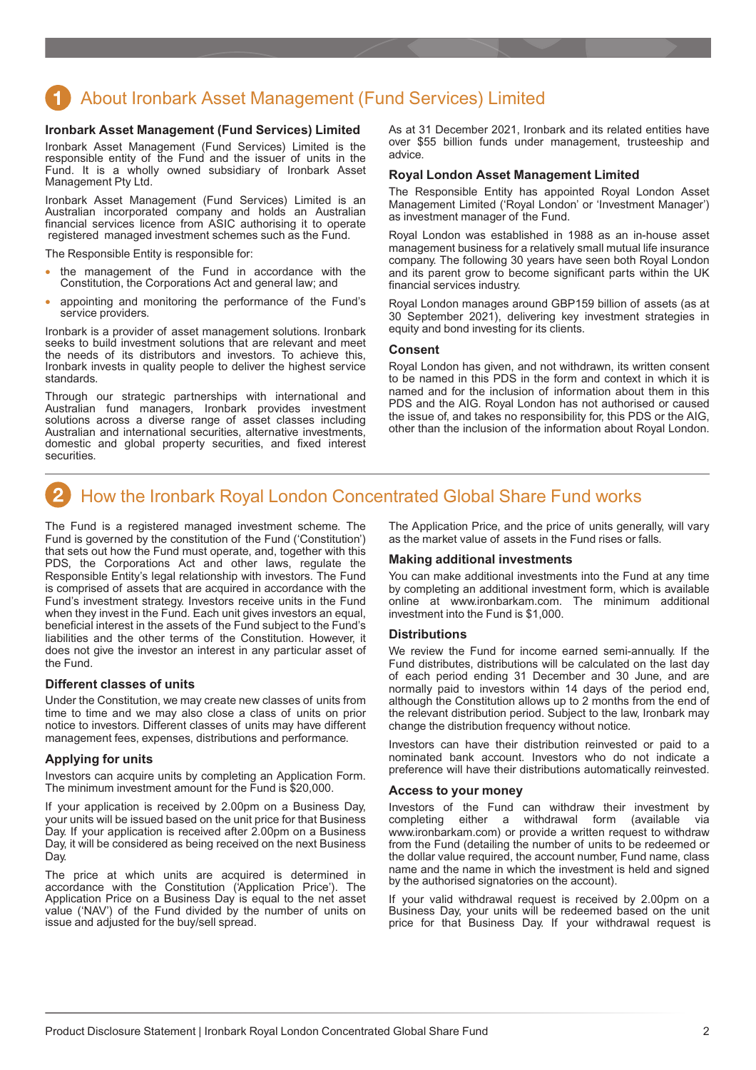## 1 About Ironbark Asset Management (Fund Services) Limited

### Ironbark Asset Management (Fund Services) Limited

Ironbark Asset Management (Fund Services) Limited is the responsible entity of the Fund and the issuer of units in the Fund. It is a wholly owned subsidiary of Ironbark Asset Management Pty Ltd.

Ironbark Asset Management (Fund Services) Limited is an Australian incorporated company and holds an Australian financial services licence from ASIC authorising it to operate registered managed investment schemes such as the Fund.

The Responsible Entity is responsible for:

- the management of the Fund in accordance with the Constitution, the Corporations Act and general law; and
- appointing and monitoring the performance of the Fund's service providers.

Ironbark is a provider of asset management solutions. Ironbark seeks to build investment solutions that are relevant and meet the needs of its distributors and investors. To achieve this, Ironbark invests in quality people to deliver the highest service standards.

Through our strategic partnerships with international and Australian fund managers, Ironbark provides investment solutions across a diverse range of asset classes including Australian and international securities, alternative investments, domestic and global property securities, and fixed interest securities.

As at 31 December 2021, Ironbark and its related entities have over $55 billion funds under management, trusteeship and advice.

### Royal London Asset Management Limited

The Responsible Entity has appointed Royal London Asset Management Limited ('Royal London' or 'Investment Manager') as investment manager of the Fund.

Royal London was established in 1988 as an in-house asset management business for a relatively small mutual life insurance company. The following 30 years have seen both Royal London and its parent grow to become significant parts within the UK financial services industry.

Royal London manages around GBP159 billion of assets (as at 30 September 2021), delivering key investment strategies in equity and bond investing for its clients.

### Consent

Royal London has given, and not withdrawn, its written consent to be named in this PDS in the form and context in which it is named and for the inclusion of information about them in this PDS and the AIG. Royal London has not authorised or caused the issue of, and takes no responsibility for, this PDS or the AIG, other than the inclusion of the information about Royal London.

## 2 How the Ironbark Royal London Concentrated Global Share Fund works

The Fund is a registered managed investment scheme. The Fund is governed by the constitution of the Fund ('Constitution') that sets out how the Fund must operate, and, together with this PDS, the Corporations Act and other laws, regulate the Responsible Entity's legal relationship with investors. The Fund is comprised of assets that are acquired in accordance with the Fund's investment strategy. Investors receive units in the Fund when they invest in the Fund. Each unit gives investors an equal, beneficial interest in the assets of the Fund subject to the Fund's liabilities and the other terms of the Constitution. However, it does not give the investor an interest in any particular asset of the Fund.

### Different classes of units

Under the Constitution, we may create new classes of units from time to time and we may also close a class of units on prior notice to investors. Different classes of units may have different management fees, expenses, distributions and performance.

### Applying for units

Investors can acquire units by completing an Application Form. The minimum investment amount for the Fund is $20,000.

If your application is received by 2.00pm on a Business Day, your units will be issued based on the unit price for that Business Day. If your application is received after 2.00pm on a Business Day, it will be considered as being received on the next Business Day.

The price at which units are acquired is determined in accordance with the Constitution ('Application Price'). The Application Price on a Business Day is equal to the net asset value ('NAV') of the Fund divided by the number of units on issue and adjusted for the buy/sell spread.

The Application Price, and the price of units generally, will vary as the market value of assets in the Fund rises or falls.

### Making additional investments

You can make additional investments into the Fund at any time by completing an additional investment form, which is available online at www.ironbarkam.com. The minimum additional investment into the Fund is $1,000.

### Distributions

We review the Fund for income earned semi-annually. If the Fund distributes, distributions will be calculated on the last day of each period ending 31 December and 30 June, and are normally paid to investors within 14 days of the period end, although the Constitution allows up to 2 months from the end of the relevant distribution period. Subject to the law, Ironbark may change the distribution frequency without notice.

Investors can have their distribution reinvested or paid to a nominated bank account. Investors who do not indicate a preference will have their distributions automatically reinvested.

### Access to your money

Investors of the Fund can withdraw their investment by completing either a withdrawal form (available via www.ironbarkam.com) or provide a written request to withdraw from the Fund (detailing the number of units to be redeemed or the dollar value required, the account number, Fund name, class name and the name in which the investment is held and signed by the authorised signatories on the account).

If your valid withdrawal request is received by 2.00pm on a Business Day, your units will be redeemed based on the unit price for that Business Day. If your withdrawal request is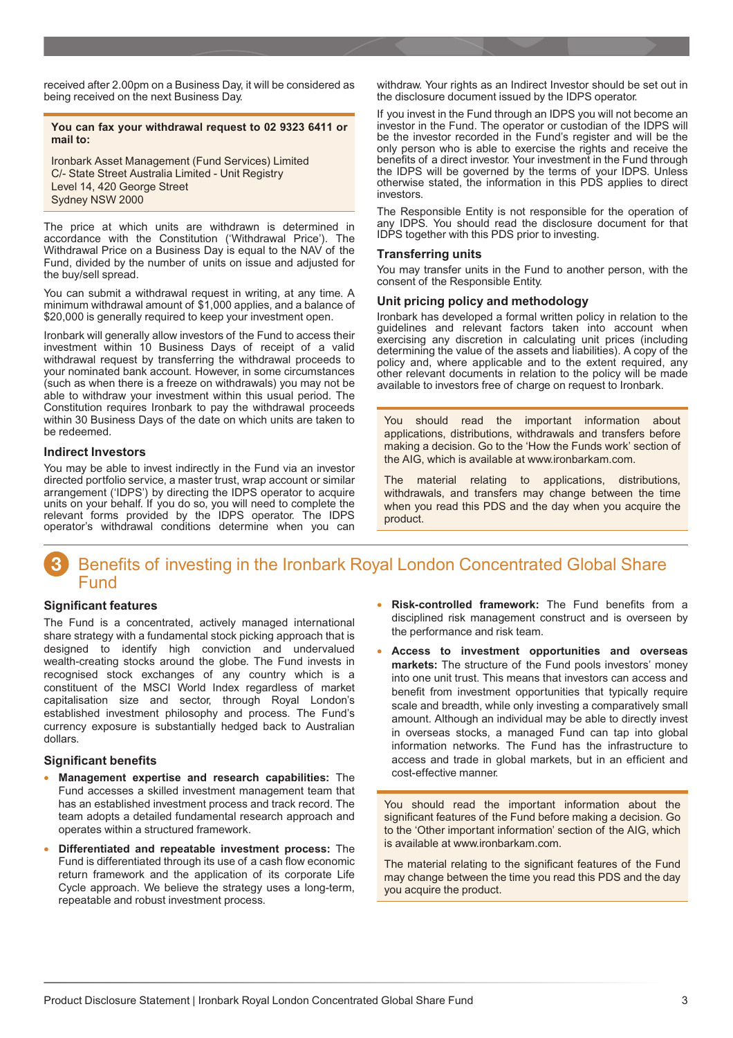received after 2.00pm on a Business Day, it will be considered as being received on the next Business Day.

**You can fax your withdrawal request to 02 9323 6411 or mail to:**

Ironbark Asset Management (Fund Services) Limited
C/- State Street Australia Limited - Unit Registry
Level 14, 420 George Street
Sydney NSW 2000

The price at which units are withdrawn is determined in accordance with the Constitution ('Withdrawal Price'). The Withdrawal Price on a Business Day is equal to the NAV of the Fund, divided by the number of units on issue and adjusted for the buy/sell spread.

You can submit a withdrawal request in writing, at any time. A minimum withdrawal amount of $1,000 applies, and a balance of $20,000 is generally required to keep your investment open.

Ironbark will generally allow investors of the Fund to access their investment within 10 Business Days of receipt of a valid withdrawal request by transferring the withdrawal proceeds to your nominated bank account. However, in some circumstances (such as when there is a freeze on withdrawals) you may not be able to withdraw your investment within this usual period. The Constitution requires Ironbark to pay the withdrawal proceeds within 30 Business Days of the date on which units are taken to be redeemed.

### Indirect Investors

You may be able to invest indirectly in the Fund via an investor directed portfolio service, a master trust, wrap account or similar arrangement ('IDPS') by directing the IDPS operator to acquire units on your behalf. If you do so, you will need to complete the relevant forms provided by the IDPS operator. The IDPS operator's withdrawal conditions determine when you can withdraw. Your rights as an Indirect Investor should be set out in the disclosure document issued by the IDPS operator.

If you invest in the Fund through an IDPS you will not become an investor in the Fund. The operator or custodian of the IDPS will be the investor recorded in the Fund's register and will be the only person who is able to exercise the rights and receive the benefits of a direct investor. Your investment in the Fund through the IDPS will be governed by the terms of your IDPS. Unless otherwise stated, the information in this PDS applies to direct investors.

The Responsible Entity is not responsible for the operation of any IDPS. You should read the disclosure document for that IDPS together with this PDS prior to investing.

### Transferring units

You may transfer units in the Fund to another person, with the consent of the Responsible Entity.

### Unit pricing policy and methodology

Ironbark has developed a formal written policy in relation to the guidelines and relevant factors taken into account when exercising any discretion in calculating unit prices (including determining the value of the assets and liabilities). A copy of the policy and, where applicable and to the extent required, any other relevant documents in relation to the policy will be made available to investors free of charge on request to Ironbark.

You should read the important information about applications, distributions, withdrawals and transfers before making a decision. Go to the 'How the Funds work' section of the AIG, which is available at www.ironbarkam.com.

The material relating to applications, distributions, withdrawals, and transfers may change between the time when you read this PDS and the day when you acquire the product.

## 3 Benefits of investing in the Ironbark Royal London Concentrated Global Share Fund

### Significant features

The Fund is a concentrated, actively managed international share strategy with a fundamental stock picking approach that is designed to identify high conviction and undervalued wealth-creating stocks around the globe. The Fund invests in recognised stock exchanges of any country which is a constituent of the MSCI World Index regardless of market capitalisation size and sector, through Royal London's established investment philosophy and process. The Fund's currency exposure is substantially hedged back to Australian dollars.

### Significant benefits

- **Management expertise and research capabilities:** The Fund accesses a skilled investment management team that has an established investment process and track record. The team adopts a detailed fundamental research approach and operates within a structured framework.
- **Differentiated and repeatable investment process:** The Fund is differentiated through its use of a cash flow economic return framework and the application of its corporate Life Cycle approach. We believe the strategy uses a long-term, repeatable and robust investment process.
- **Risk-controlled framework:** The Fund benefits from a disciplined risk management construct and is overseen by the performance and risk team.
- **Access to investment opportunities and overseas markets:** The structure of the Fund pools investors' money into one unit trust. This means that investors can access and benefit from investment opportunities that typically require scale and breadth, while only investing a comparatively small amount. Although an individual may be able to directly invest in overseas stocks, a managed Fund can tap into global information networks. The Fund has the infrastructure to access and trade in global markets, but in an efficient and cost-effective manner.

You should read the important information about the significant features of the Fund before making a decision. Go to the 'Other important information' section of the AIG, which is available at www.ironbarkam.com.

The material relating to the significant features of the Fund may change between the time you read this PDS and the day you acquire the product.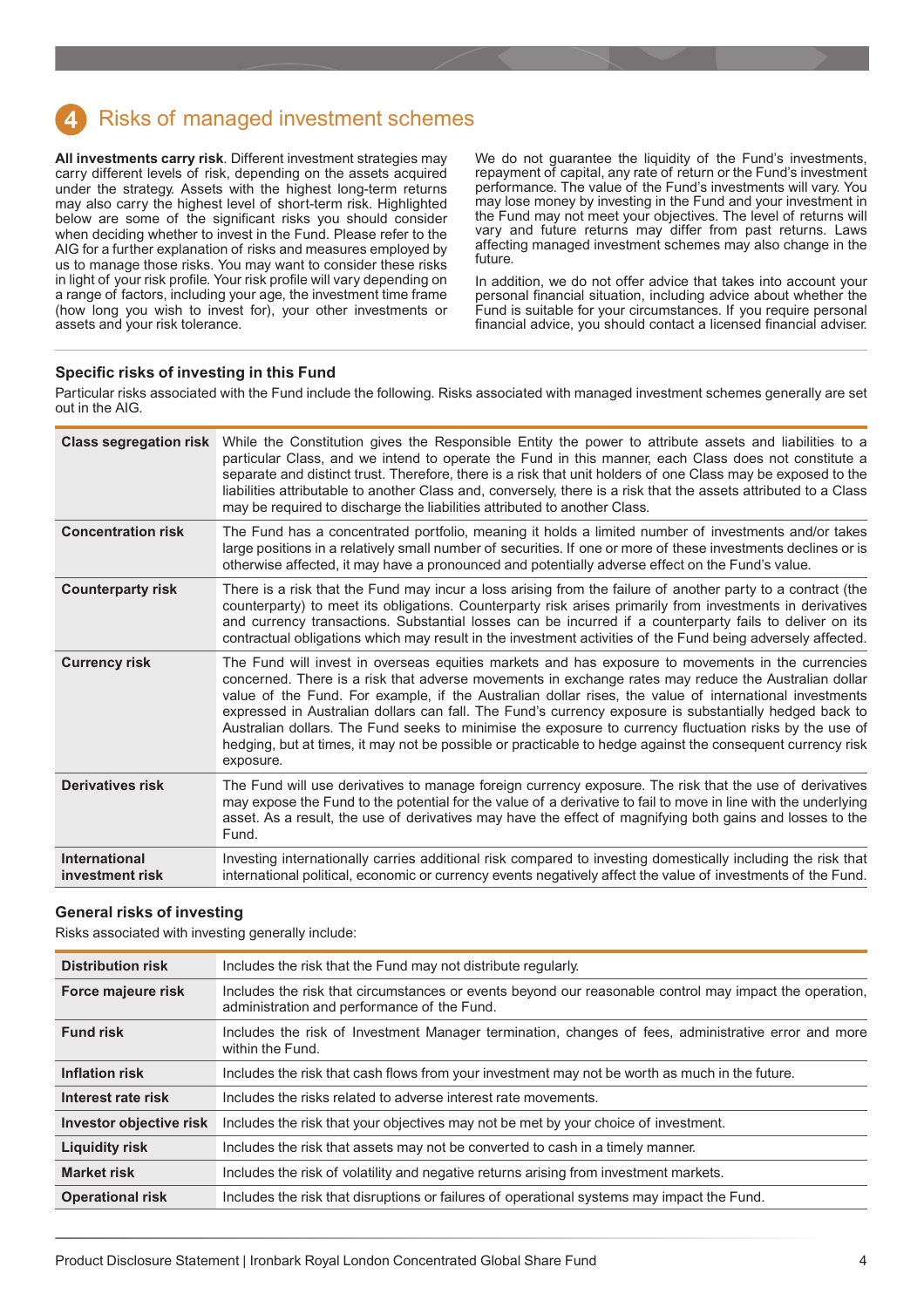# 4 Risks of managed investment schemes

**All investments carry risk**. Different investment strategies may carry different levels of risk, depending on the assets acquired under the strategy. Assets with the highest long-term returns may also carry the highest level of short-term risk. Highlighted below are some of the significant risks you should consider when deciding whether to invest in the Fund. Please refer to the AIG for a further explanation of risks and measures employed by us to manage those risks. You may want to consider these risks in light of your risk profile. Your risk profile will vary depending on a range of factors, including your age, the investment time frame (how long you wish to invest for), your other investments or assets and your risk tolerance.

We do not guarantee the liquidity of the Fund's investments, repayment of capital, any rate of return or the Fund's investment performance. The value of the Fund's investments will vary. You may lose money by investing in the Fund and your investment in the Fund may not meet your objectives. The level of returns will vary and future returns may differ from past returns. Laws affecting managed investment schemes may also change in the future.

In addition, we do not offer advice that takes into account your personal financial situation, including advice about whether the Fund is suitable for your circumstances. If you require personal financial advice, you should contact a licensed financial adviser.

### Specific risks of investing in this Fund

Particular risks associated with the Fund include the following. Risks associated with managed investment schemes generally are set out in the AIG.

| | |
|---|---|
| **Class segregation risk** | While the Constitution gives the Responsible Entity the power to attribute assets and liabilities to a particular Class, and we intend to operate the Fund in this manner, each Class does not constitute a separate and distinct trust. Therefore, there is a risk that unit holders of one Class may be exposed to the liabilities attributable to another Class and, conversely, there is a risk that the assets attributed to a Class may be required to discharge the liabilities attributed to another Class. |
| **Concentration risk** | The Fund has a concentrated portfolio, meaning it holds a limited number of investments and/or takes large positions in a relatively small number of securities. If one or more of these investments declines or is otherwise affected, it may have a pronounced and potentially adverse effect on the Fund's value. |
| **Counterparty risk** | There is a risk that the Fund may incur a loss arising from the failure of another party to a contract (the counterparty) to meet its obligations. Counterparty risk arises primarily from investments in derivatives and currency transactions. Substantial losses can be incurred if a counterparty fails to deliver on its contractual obligations which may result in the investment activities of the Fund being adversely affected. |
| **Currency risk** | The Fund will invest in overseas equities markets and has exposure to movements in the currencies concerned. There is a risk that adverse movements in exchange rates may reduce the Australian dollar value of the Fund. For example, if the Australian dollar rises, the value of international investments expressed in Australian dollars can fall. The Fund's currency exposure is substantially hedged back to Australian dollars. The Fund seeks to minimise the exposure to currency fluctuation risks by the use of hedging, but at times, it may not be possible or practicable to hedge against the consequent currency risk exposure. |
| **Derivatives risk** | The Fund will use derivatives to manage foreign currency exposure. The risk that the use of derivatives may expose the Fund to the potential for the value of a derivative to fail to move in line with the underlying asset. As a result, the use of derivatives may have the effect of magnifying both gains and losses to the Fund. |
| **International investment risk** | Investing internationally carries additional risk compared to investing domestically including the risk that international political, economic or currency events negatively affect the value of investments of the Fund. |

### General risks of investing

Risks associated with investing generally include:

| | |
|---|---|
| **Distribution risk** | Includes the risk that the Fund may not distribute regularly. |
| **Force majeure risk** | Includes the risk that circumstances or events beyond our reasonable control may impact the operation, administration and performance of the Fund. |
| **Fund risk** | Includes the risk of Investment Manager termination, changes of fees, administrative error and more within the Fund. |
| **Inflation risk** | Includes the risk that cash flows from your investment may not be worth as much in the future. |
| **Interest rate risk** | Includes the risks related to adverse interest rate movements. |
| **Investor objective risk** | Includes the risk that your objectives may not be met by your choice of investment. |
| **Liquidity risk** | Includes the risk that assets may not be converted to cash in a timely manner. |
| **Market risk** | Includes the risk of volatility and negative returns arising from investment markets. |
| **Operational risk** | Includes the risk that disruptions or failures of operational systems may impact the Fund. |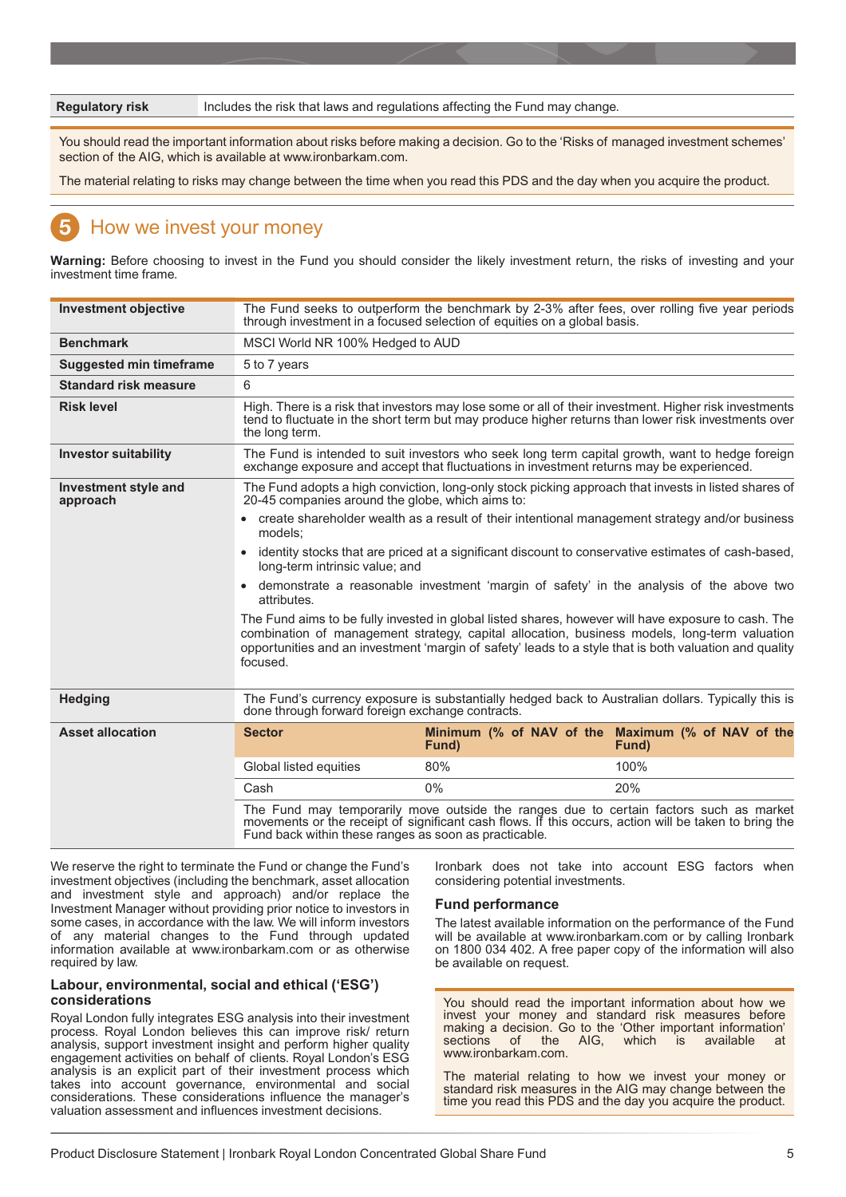| Regulatory risk | Includes the risk that laws and regulations affecting the Fund may change. |
|---|---|

You should read the important information about risks before making a decision. Go to the 'Risks of managed investment schemes' section of the AIG, which is available at www.ironbarkam.com.

The material relating to risks may change between the time when you read this PDS and the day when you acquire the product.

## 5 How we invest your money

**Warning:** Before choosing to invest in the Fund you should consider the likely investment return, the risks of investing and your investment time frame.

| | |
|---|---|
| **Investment objective** | The Fund seeks to outperform the benchmark by 2-3% after fees, over rolling five year periods through investment in a focused selection of equities on a global basis. |
| **Benchmark** | MSCI World NR 100% Hedged to AUD |
| **Suggested min timeframe** | 5 to 7 years |
| **Standard risk measure** | 6 |
| **Risk level** | High. There is a risk that investors may lose some or all of their investment. Higher risk investments tend to fluctuate in the short term but may produce higher returns than lower risk investments over the long term. |
| **Investor suitability** | The Fund is intended to suit investors who seek long term capital growth, want to hedge foreign exchange exposure and accept that fluctuations in investment returns may be experienced. |
| **Investment style and approach** | The Fund adopts a high conviction, long-only stock picking approach that invests in listed shares of 20-45 companies around the globe, which aims to:<br>• create shareholder wealth as a result of their intentional management strategy and/or business models;<br>• identity stocks that are priced at a significant discount to conservative estimates of cash-based, long-term intrinsic value; and<br>• demonstrate a reasonable investment 'margin of safety' in the analysis of the above two attributes.<br>The Fund aims to be fully invested in global listed shares, however will have exposure to cash. The combination of management strategy, capital allocation, business models, long-term valuation opportunities and an investment 'margin of safety' leads to a style that is both valuation and quality focused. |
| **Hedging** | The Fund's currency exposure is substantially hedged back to Australian dollars. Typically this is done through forward foreign exchange contracts. |

**Asset allocation**

| Sector | Minimum (% of NAV of the Fund) | Maximum (% of NAV of the Fund) |
|---|---|---|
| Global listed equities | 80% | 100% |
| Cash | 0% | 20% |

The Fund may temporarily move outside the ranges due to certain factors such as market movements or the receipt of significant cash flows. If this occurs, action will be taken to bring the Fund back within these ranges as soon as practicable.

We reserve the right to terminate the Fund or change the Fund's investment objectives (including the benchmark, asset allocation and investment style and approach) and/or replace the Investment Manager without providing prior notice to investors in some cases, in accordance with the law. We will inform investors of any material changes to the Fund through updated information available at www.ironbarkam.com or as otherwise required by law.

### Labour, environmental, social and ethical ('ESG') considerations

Royal London fully integrates ESG analysis into their investment process. Royal London believes this can improve risk/ return analysis, support investment insight and perform higher quality engagement activities on behalf of clients. Royal London's ESG analysis is an explicit part of their investment process which takes into account governance, environmental and social considerations. These considerations influence the manager's valuation assessment and influences investment decisions.

Ironbark does not take into account ESG factors when considering potential investments.

### Fund performance

The latest available information on the performance of the Fund will be available at www.ironbarkam.com or by calling Ironbark on 1800 034 402. A free paper copy of the information will also be available on request.

You should read the important information about how we invest your money and standard risk measures before making a decision. Go to the 'Other important information' sections of the AIG, which is available at www.ironbarkam.com.

The material relating to how we invest your money or standard risk measures in the AIG may change between the time you read this PDS and the day you acquire the product.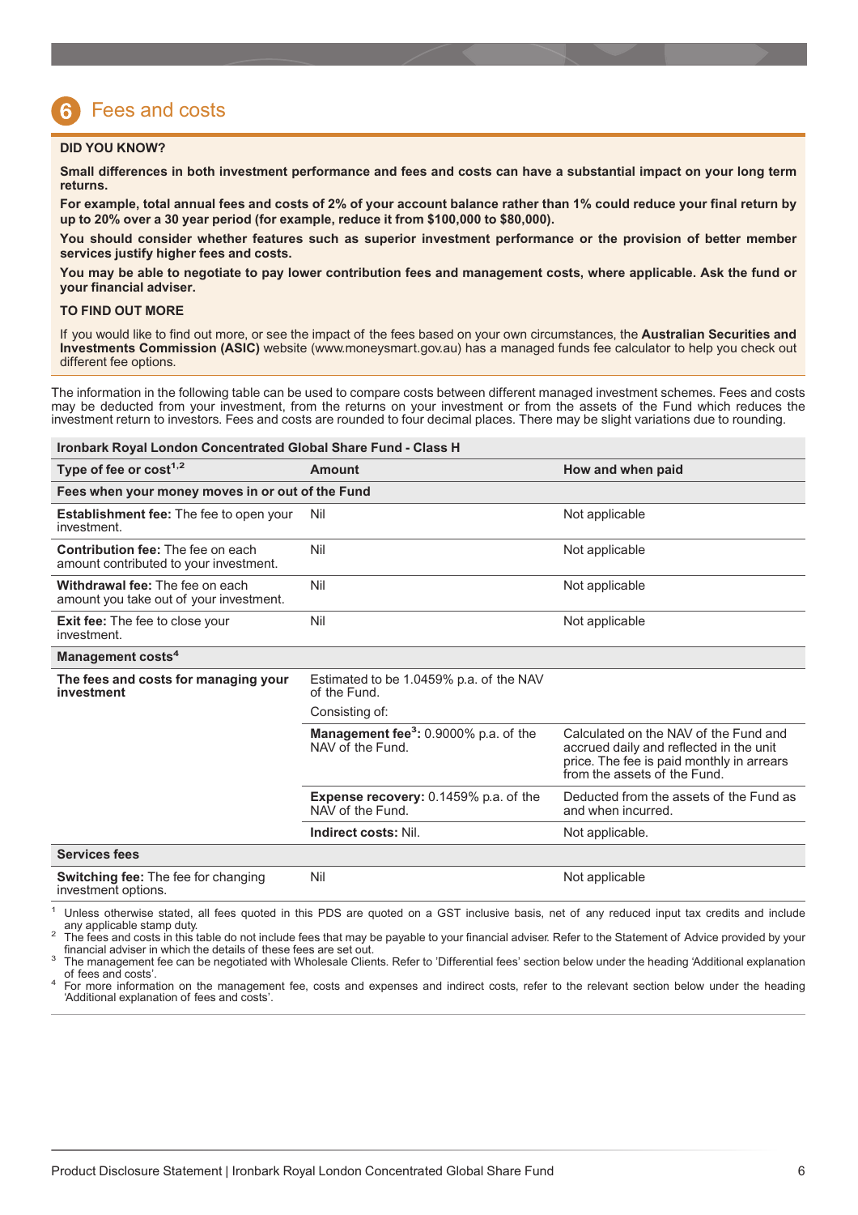## 6 Fees and costs

**DID YOU KNOW?**

**Small differences in both investment performance and fees and costs can have a substantial impact on your long term returns.**

**For example, total annual fees and costs of 2% of your account balance rather than 1% could reduce your final return by up to 20% over a 30 year period (for example, reduce it from $100,000 to $80,000).**

**You should consider whether features such as superior investment performance or the provision of better member services justify higher fees and costs.**

**You may be able to negotiate to pay lower contribution fees and management costs, where applicable. Ask the fund or your financial adviser.**

**TO FIND OUT MORE**

If you would like to find out more, or see the impact of the fees based on your own circumstances, the **Australian Securities and Investments Commission (ASIC)** website (www.moneysmart.gov.au) has a managed funds fee calculator to help you check out different fee options.

The information in the following table can be used to compare costs between different managed investment schemes. Fees and costs may be deducted from your investment, from the returns on your investment or from the assets of the Fund which reduces the investment return to investors. Fees and costs are rounded to four decimal places. There may be slight variations due to rounding.

| **Ironbark Royal London Concentrated Global Share Fund - Class H** | | |
|---|---|---|
| **Type of fee or cost[1,2]** | **Amount** | **How and when paid** |
| **Fees when your money moves in or out of the Fund** | | |
| **Establishment fee:** The fee to open your investment. | Nil | Not applicable |
| **Contribution fee:** The fee on each amount contributed to your investment. | Nil | Not applicable |
| **Withdrawal fee:** The fee on each amount you take out of your investment. | Nil | Not applicable |
| **Exit fee:** The fee to close your investment. | Nil | Not applicable |
| **Management costs[4]** | | |
| **The fees and costs for managing your investment** | Estimated to be 1.0459% p.a. of the NAV of the Fund. Consisting of: | |
| | **Management fee[3]:** 0.9000% p.a. of the NAV of the Fund. | Calculated on the NAV of the Fund and accrued daily and reflected in the unit price. The fee is paid monthly in arrears from the assets of the Fund. |
| | **Expense recovery:** 0.1459% p.a. of the NAV of the Fund. | Deducted from the assets of the Fund as and when incurred. |
| | **Indirect costs:** Nil. | Not applicable. |
| **Services fees** | | |
| **Switching fee:** The fee for changing investment options. | Nil | Not applicable |

[1] Unless otherwise stated, all fees quoted in this PDS are quoted on a GST inclusive basis, net of any reduced input tax credits and include any applicable stamp duty.

[2] The fees and costs in this table do not include fees that may be payable to your financial adviser. Refer to the Statement of Advice provided by your financial adviser in which the details of these fees are set out.

[3] The management fee can be negotiated with Wholesale Clients. Refer to 'Differential fees' section below under the heading 'Additional explanation of fees and costs'.

[4] For more information on the management fee, costs and expenses and indirect costs, refer to the relevant section below under the heading 'Additional explanation of fees and costs'.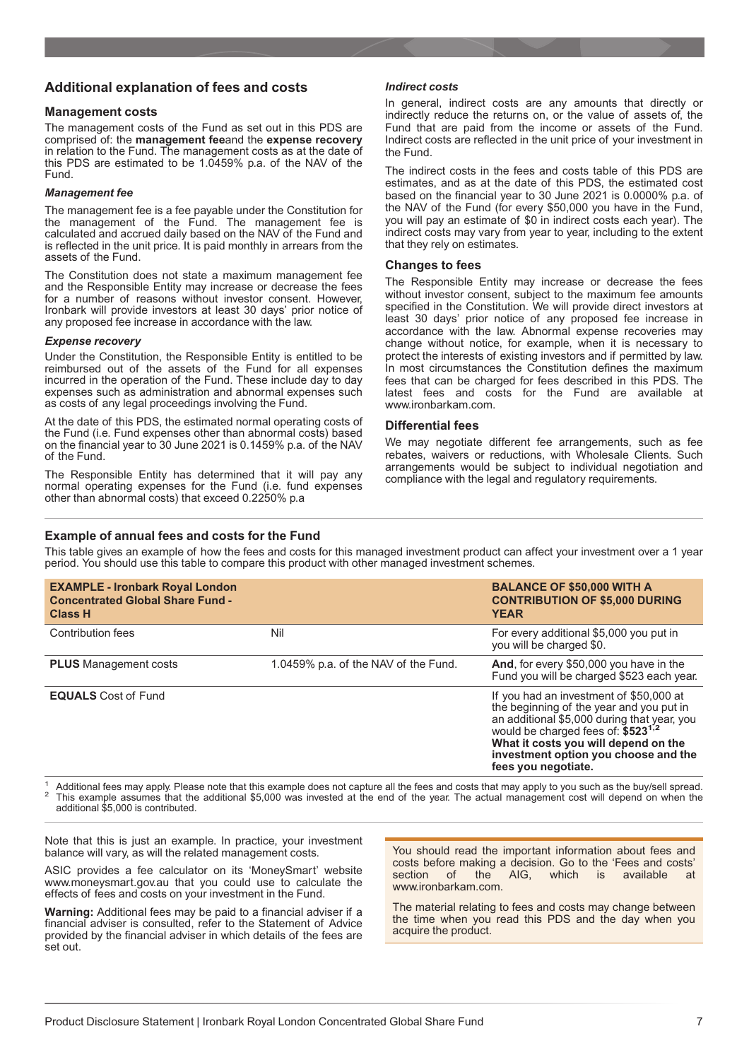## Additional explanation of fees and costs

### Management costs

The management costs of the Fund as set out in this PDS are comprised of: the **management fee**and the **expense recovery** in relation to the Fund. The management costs as at the date of this PDS are estimated to be 1.0459% p.a. of the NAV of the Fund.

#### *Management fee*

The management fee is a fee payable under the Constitution for the management of the Fund. The management fee is calculated and accrued daily based on the NAV of the Fund and is reflected in the unit price. It is paid monthly in arrears from the assets of the Fund.

The Constitution does not state a maximum management fee and the Responsible Entity may increase or decrease the fees for a number of reasons without investor consent. However, Ironbark will provide investors at least 30 days' prior notice of any proposed fee increase in accordance with the law.

#### *Expense recovery*

Under the Constitution, the Responsible Entity is entitled to be reimbursed out of the assets of the Fund for all expenses incurred in the operation of the Fund. These include day to day expenses such as administration and abnormal expenses such as costs of any legal proceedings involving the Fund.

At the date of this PDS, the estimated normal operating costs of the Fund (i.e. Fund expenses other than abnormal costs) based on the financial year to 30 June 2021 is 0.1459% p.a. of the NAV of the Fund.

The Responsible Entity has determined that it will pay any normal operating expenses for the Fund (i.e. fund expenses other than abnormal costs) that exceed 0.2250% p.a

#### *Indirect costs*

In general, indirect costs are any amounts that directly or indirectly reduce the returns on, or the value of assets of, the Fund that are paid from the income or assets of the Fund. Indirect costs are reflected in the unit price of your investment in the Fund.

The indirect costs in the fees and costs table of this PDS are estimates, and as at the date of this PDS, the estimated cost based on the financial year to 30 June 2021 is 0.0000% p.a. of the NAV of the Fund (for every $50,000 you have in the Fund, you will pay an estimate of $0 in indirect costs each year). The indirect costs may vary from year to year, including to the extent that they rely on estimates.

### Changes to fees

The Responsible Entity may increase or decrease the fees without investor consent, subject to the maximum fee amounts specified in the Constitution. We will provide direct investors at least 30 days' prior notice of any proposed fee increase in accordance with the law. Abnormal expense recoveries may change without notice, for example, when it is necessary to protect the interests of existing investors and if permitted by law. In most circumstances the Constitution defines the maximum fees that can be charged for fees described in this PDS. The latest fees and costs for the Fund are available at www.ironbarkam.com.

### Differential fees

We may negotiate different fee arrangements, such as fee rebates, waivers or reductions, with Wholesale Clients. Such arrangements would be subject to individual negotiation and compliance with the legal and regulatory requirements.

### Example of annual fees and costs for the Fund

This table gives an example of how the fees and costs for this managed investment product can affect your investment over a 1 year period. You should use this table to compare this product with other managed investment schemes.

| **EXAMPLE - Ironbark Royal London Concentrated Global Share Fund - Class H** | | **BALANCE OF $50,000 WITH A CONTRIBUTION OF $5,000 DURING YEAR** |
|---|---|---|
| Contribution fees | Nil | For every additional $5,000 you put in you will be charged $0. |
| **PLUS** Management costs | 1.0459% p.a. of the NAV of the Fund. | **And**, for every $50,000 you have in the Fund you will be charged $523 each year. |
| **EQUALS** Cost of Fund | | If you had an investment of $50,000 at the beginning of the year and you put in an additional $5,000 during that year, you would be charged fees of: **$523**[1,2] **What it costs you will depend on the investment option you choose and the fees you negotiate.** |

[1] Additional fees may apply. Please note that this example does not capture all the fees and costs that may apply to you such as the buy/sell spread.
[2] This example assumes that the additional $5,000 was invested at the end of the year. The actual management cost will depend on when the additional $5,000 is contributed.

Note that this is just an example. In practice, your investment balance will vary, as will the related management costs.

ASIC provides a fee calculator on its 'MoneySmart' website www.moneysmart.gov.au that you could use to calculate the effects of fees and costs on your investment in the Fund.

**Warning:** Additional fees may be paid to a financial adviser if a financial adviser is consulted, refer to the Statement of Advice provided by the financial adviser in which details of the fees are set out.

You should read the important information about fees and costs before making a decision. Go to the 'Fees and costs' section of the AIG, which is available at www.ironbarkam.com.

The material relating to fees and costs may change between the time when you read this PDS and the day when you acquire the product.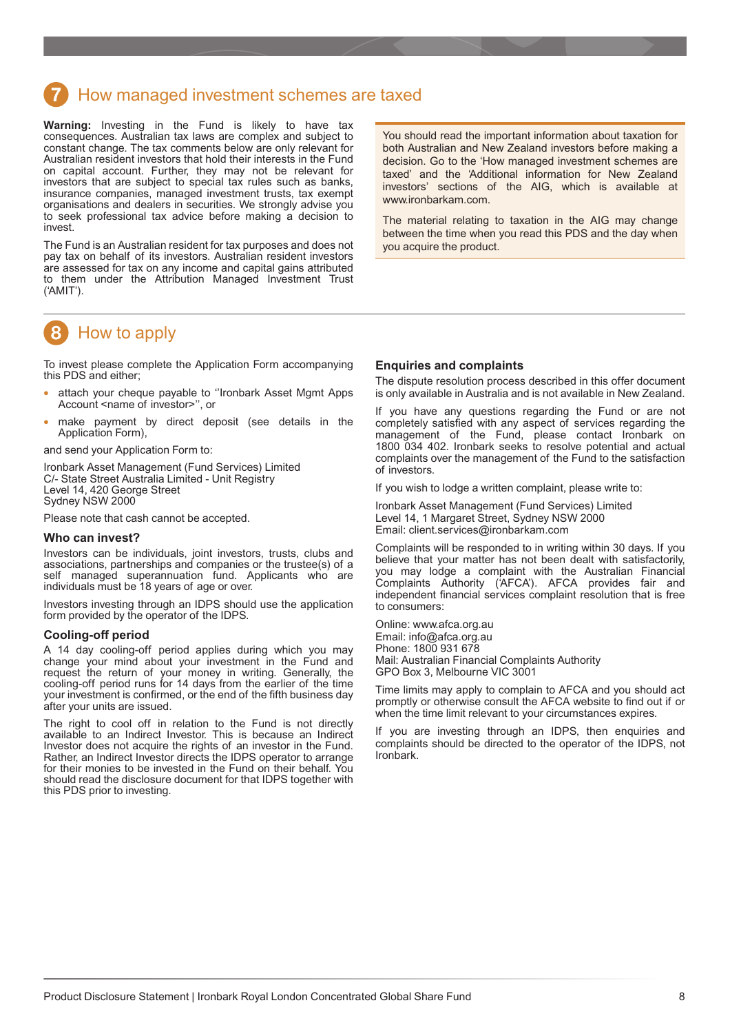## 7 How managed investment schemes are taxed

**Warning:** Investing in the Fund is likely to have tax consequences. Australian tax laws are complex and subject to constant change. The tax comments below are only relevant for Australian resident investors that hold their interests in the Fund on capital account. Further, they may not be relevant for investors that are subject to special tax rules such as banks, insurance companies, managed investment trusts, tax exempt organisations and dealers in securities. We strongly advise you to seek professional tax advice before making a decision to invest.

The Fund is an Australian resident for tax purposes and does not pay tax on behalf of its investors. Australian resident investors are assessed for tax on any income and capital gains attributed to them under the Attribution Managed Investment Trust ('AMIT').

You should read the important information about taxation for both Australian and New Zealand investors before making a decision. Go to the 'How managed investment schemes are taxed' and the 'Additional information for New Zealand investors' sections of the AIG, which is available at www.ironbarkam.com.

The material relating to taxation in the AIG may change between the time when you read this PDS and the day when you acquire the product.

## 8 How to apply

To invest please complete the Application Form accompanying this PDS and either;

- attach your cheque payable to ''Ironbark Asset Mgmt Apps Account <name of investor>'', or
- make payment by direct deposit (see details in the Application Form),

and send your Application Form to:

Ironbark Asset Management (Fund Services) Limited
C/- State Street Australia Limited - Unit Registry
Level 14, 420 George Street
Sydney NSW 2000

Please note that cash cannot be accepted.

### Who can invest?

Investors can be individuals, joint investors, trusts, clubs and associations, partnerships and companies or the trustee(s) of a self managed superannuation fund. Applicants who are individuals must be 18 years of age or over.

Investors investing through an IDPS should use the application form provided by the operator of the IDPS.

### Cooling-off period

A 14 day cooling-off period applies during which you may change your mind about your investment in the Fund and request the return of your money in writing. Generally, the cooling-off period runs for 14 days from the earlier of the time your investment is confirmed, or the end of the fifth business day after your units are issued.

The right to cool off in relation to the Fund is not directly available to an Indirect Investor. This is because an Indirect Investor does not acquire the rights of an investor in the Fund. Rather, an Indirect Investor directs the IDPS operator to arrange for their monies to be invested in the Fund on their behalf. You should read the disclosure document for that IDPS together with this PDS prior to investing.

### Enquiries and complaints

The dispute resolution process described in this offer document is only available in Australia and is not available in New Zealand.

If you have any questions regarding the Fund or are not completely satisfied with any aspect of services regarding the management of the Fund, please contact Ironbark on 1800 034 402. Ironbark seeks to resolve potential and actual complaints over the management of the Fund to the satisfaction of investors.

If you wish to lodge a written complaint, please write to:

Ironbark Asset Management (Fund Services) Limited
Level 14, 1 Margaret Street, Sydney NSW 2000
Email: client.services@ironbarkam.com

Complaints will be responded to in writing within 30 days. If you believe that your matter has not been dealt with satisfactorily, you may lodge a complaint with the Australian Financial Complaints Authority ('AFCA'). AFCA provides fair and independent financial services complaint resolution that is free to consumers:

Online: www.afca.org.au
Email: info@afca.org.au
Phone: 1800 931 678
Mail: Australian Financial Complaints Authority
GPO Box 3, Melbourne VIC 3001

Time limits may apply to complain to AFCA and you should act promptly or otherwise consult the AFCA website to find out if or when the time limit relevant to your circumstances expires.

If you are investing through an IDPS, then enquiries and complaints should be directed to the operator of the IDPS, not Ironbark.